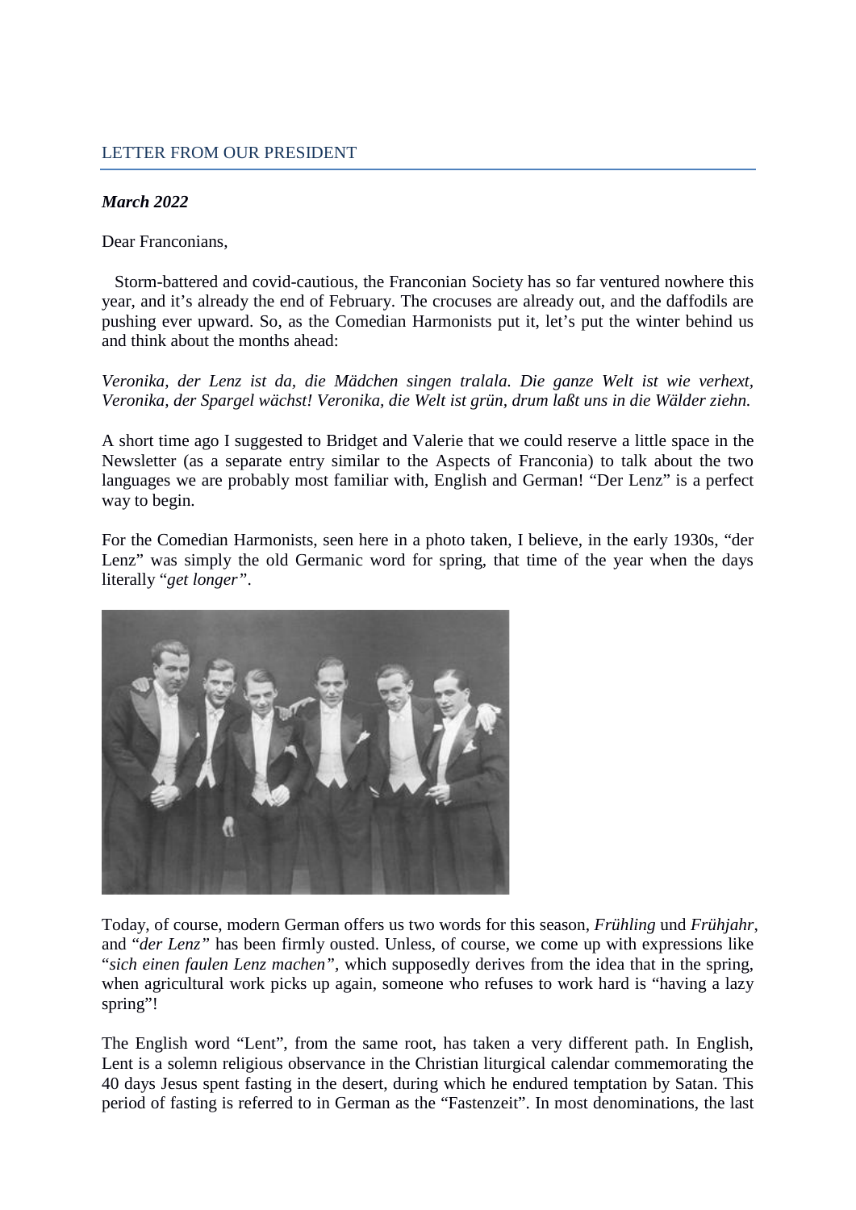## LETTER FROM OUR PRESIDENT

***March 2022***

Dear Franconians,

Storm-battered and covid-cautious, the Franconian Society has so far ventured nowhere this year, and it's already the end of February. The crocuses are already out, and the daffodils are pushing ever upward. So, as the Comedian Harmonists put it, let's put the winter behind us and think about the months ahead:

*Veronika, der Lenz ist da, die Mädchen singen tralala. Die ganze Welt ist wie verhext, Veronika, der Spargel wächst! Veronika, die Welt ist grün, drum laßt uns in die Wälder ziehn.*

A short time ago I suggested to Bridget and Valerie that we could reserve a little space in the Newsletter (as a separate entry similar to the Aspects of Franconia) to talk about the two languages we are probably most familiar with, English and German! "Der Lenz" is a perfect way to begin.

For the Comedian Harmonists, seen here in a photo taken, I believe, in the early 1930s, "der Lenz" was simply the old Germanic word for spring, that time of the year when the days literally "*get longer*".

Today, of course, modern German offers us two words for this season, *Frühling* und *Frühjahr*, and "*der Lenz*" has been firmly ousted. Unless, of course, we come up with expressions like "*sich einen faulen Lenz machen*", which supposedly derives from the idea that in the spring, when agricultural work picks up again, someone who refuses to work hard is "having a lazy spring"!

The English word "Lent", from the same root, has taken a very different path. In English, Lent is a solemn religious observance in the Christian liturgical calendar commemorating the 40 days Jesus spent fasting in the desert, during which he endured temptation by Satan. This period of fasting is referred to in German as the "Fastenzeit". In most denominations, the last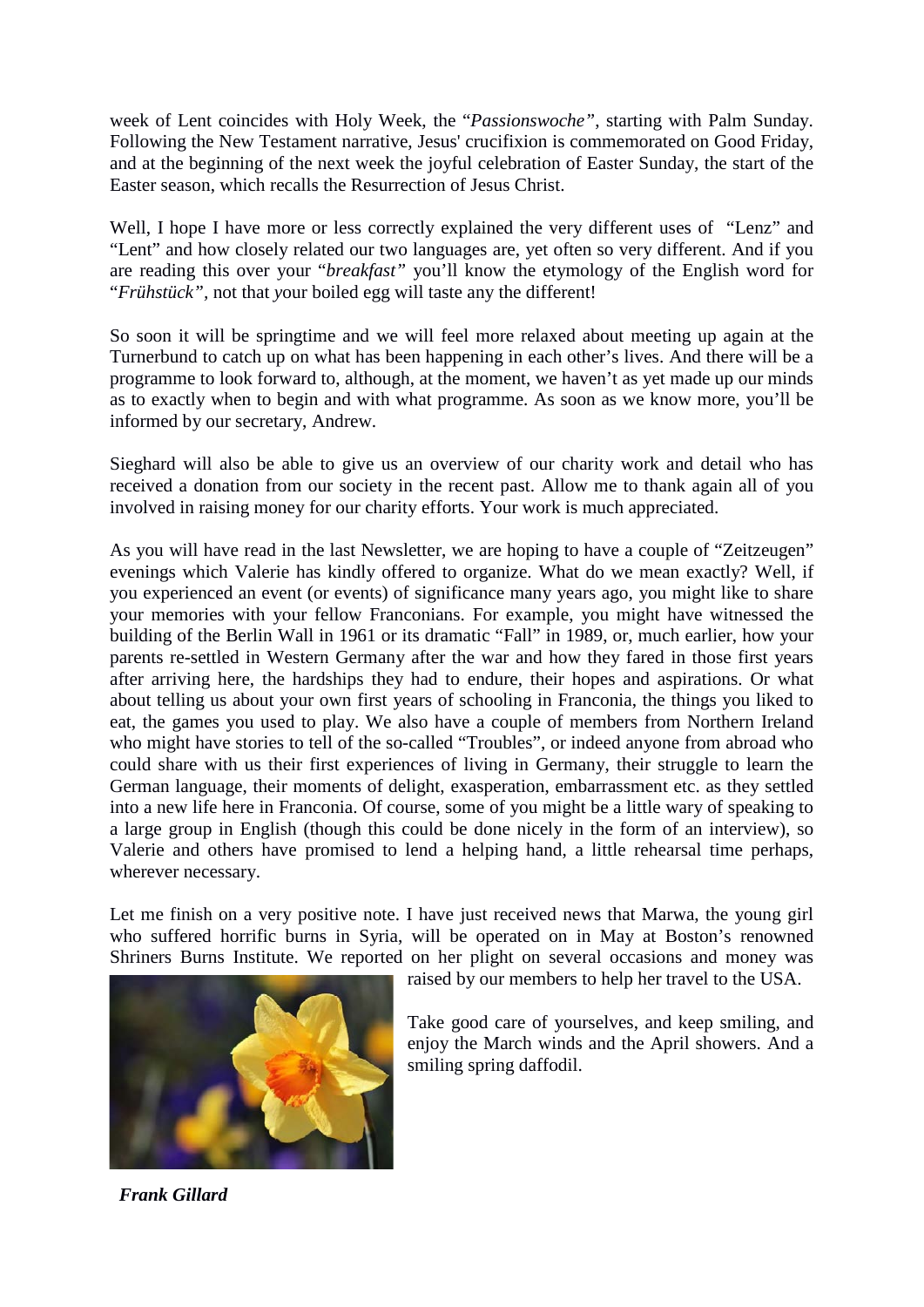week of Lent coincides with Holy Week, the "*Passionswoche"*, starting with Palm Sunday. Following the New Testament narrative, Jesus' crucifixion is commemorated on Good Friday, and at the beginning of the next week the joyful celebration of Easter Sunday, the start of the Easter season, which recalls the Resurrection of Jesus Christ.

Well, I hope I have more or less correctly explained the very different uses of "Lenz" and "Lent" and how closely related our two languages are, yet often so very different. And if you are reading this over your "*breakfast"* you'll know the etymology of the English word for "*Frühstück"*, not that your boiled egg will taste any the different!

So soon it will be springtime and we will feel more relaxed about meeting up again at the Turnerbund to catch up on what has been happening in each other's lives. And there will be a programme to look forward to, although, at the moment, we haven't as yet made up our minds as to exactly when to begin and with what programme. As soon as we know more, you'll be informed by our secretary, Andrew.

Sieghard will also be able to give us an overview of our charity work and detail who has received a donation from our society in the recent past. Allow me to thank again all of you involved in raising money for our charity efforts. Your work is much appreciated.

As you will have read in the last Newsletter, we are hoping to have a couple of "Zeitzeugen" evenings which Valerie has kindly offered to organize. What do we mean exactly? Well, if you experienced an event (or events) of significance many years ago, you might like to share your memories with your fellow Franconians. For example, you might have witnessed the building of the Berlin Wall in 1961 or its dramatic "Fall" in 1989, or, much earlier, how your parents re-settled in Western Germany after the war and how they fared in those first years after arriving here, the hardships they had to endure, their hopes and aspirations. Or what about telling us about your own first years of schooling in Franconia, the things you liked to eat, the games you used to play. We also have a couple of members from Northern Ireland who might have stories to tell of the so-called "Troubles", or indeed anyone from abroad who could share with us their first experiences of living in Germany, their struggle to learn the German language, their moments of delight, exasperation, embarrassment etc. as they settled into a new life here in Franconia. Of course, some of you might be a little wary of speaking to a large group in English (though this could be done nicely in the form of an interview), so Valerie and others have promised to lend a helping hand, a little rehearsal time perhaps, wherever necessary.

Let me finish on a very positive note. I have just received news that Marwa, the young girl who suffered horrific burns in Syria, will be operated on in May at Boston's renowned Shriners Burns Institute. We reported on her plight on several occasions and money was raised by our members to help her travel to the USA.

Take good care of yourselves, and keep smiling, and enjoy the March winds and the April showers. And a smiling spring daffodil.

***Frank Gillard***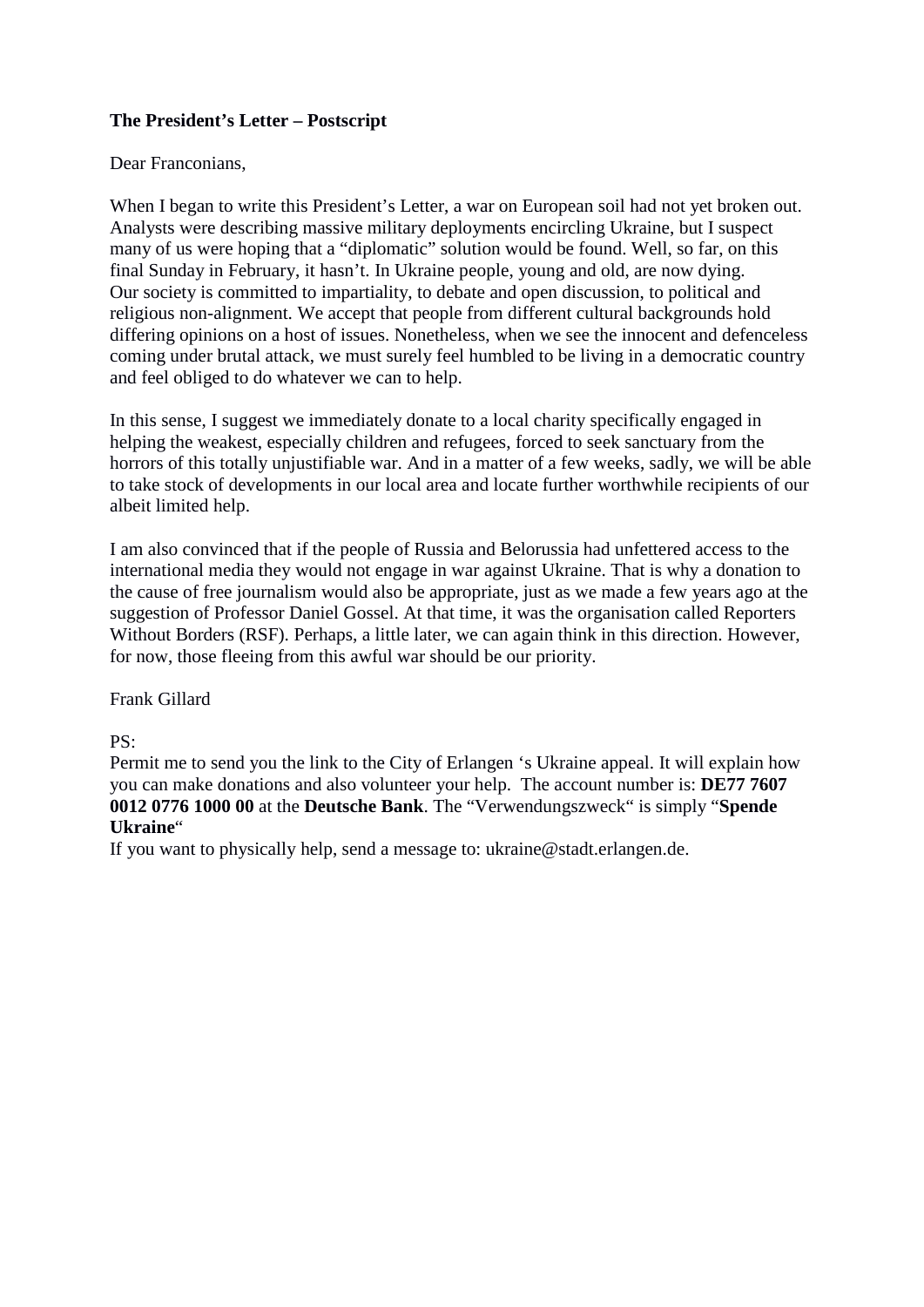**The President's Letter – Postscript**

Dear Franconians,

When I began to write this President's Letter, a war on European soil had not yet broken out. Analysts were describing massive military deployments encircling Ukraine, but I suspect many of us were hoping that a "diplomatic" solution would be found. Well, so far, on this final Sunday in February, it hasn't. In Ukraine people, young and old, are now dying. Our society is committed to impartiality, to debate and open discussion, to political and religious non-alignment. We accept that people from different cultural backgrounds hold differing opinions on a host of issues. Nonetheless, when we see the innocent and defenceless coming under brutal attack, we must surely feel humbled to be living in a democratic country and feel obliged to do whatever we can to help.

In this sense, I suggest we immediately donate to a local charity specifically engaged in helping the weakest, especially children and refugees, forced to seek sanctuary from the horrors of this totally unjustifiable war. And in a matter of a few weeks, sadly, we will be able to take stock of developments in our local area and locate further worthwhile recipients of our albeit limited help.

I am also convinced that if the people of Russia and Belorussia had unfettered access to the international media they would not engage in war against Ukraine. That is why a donation to the cause of free journalism would also be appropriate, just as we made a few years ago at the suggestion of Professor Daniel Gossel. At that time, it was the organisation called Reporters Without Borders (RSF). Perhaps, a little later, we can again think in this direction. However, for now, those fleeing from this awful war should be our priority.

Frank Gillard

PS:
Permit me to send you the link to the City of Erlangen 's Ukraine appeal. It will explain how you can make donations and also volunteer your help. The account number is: **DE77 7607 0012 0776 1000 00** at the **Deutsche Bank**. The "Verwendungszweck" is simply "**Spende Ukraine**"
If you want to physically help, send a message to: ukraine@stadt.erlangen.de.